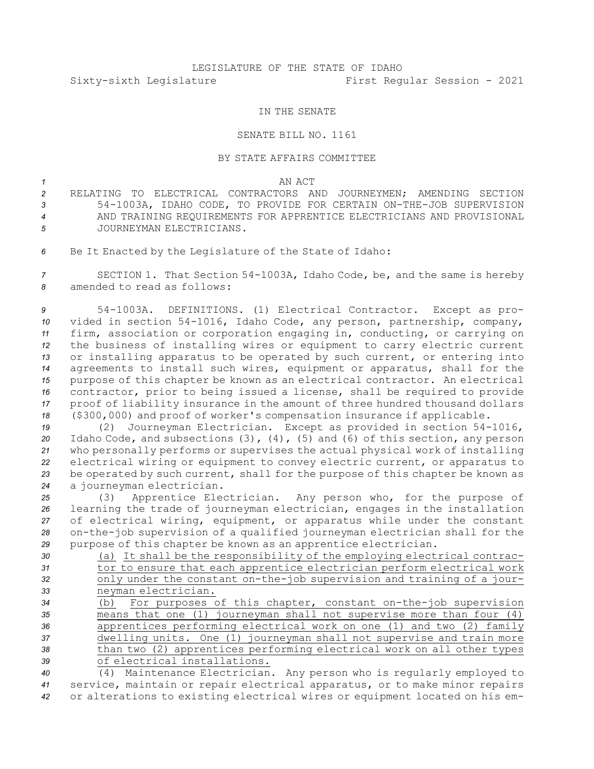LEGISLATURE OF THE STATE OF IDAHO

Sixty-sixth Legislature First Regular Session - 2021

IN THE SENATE

SENATE BILL NO. 1161

BY STATE AFFAIRS COMMITTEE

AN ACT

RELATING TO ELECTRICAL CONTRACTORS AND JOURNEYMEN; AMENDING SECTION 54-1003A, IDAHO CODE, TO PROVIDE FOR CERTAIN ON-THE-JOB SUPERVISION AND TRAINING REQUIREMENTS FOR APPRENTICE ELECTRICIANS AND PROVISIONAL JOURNEYMAN ELECTRICIANS.

Be It Enacted by the Legislature of the State of Idaho:

SECTION 1. That Section 54-1003A, Idaho Code, be, and the same is hereby amended to read as follows:

54-1003A. DEFINITIONS. (1) Electrical Contractor. Except as provided in section 54-1016, Idaho Code, any person, partnership, company, firm, association or corporation engaging in, conducting, or carrying on the business of installing wires or equipment to carry electric current or installing apparatus to be operated by such current, or entering into agreements to install such wires, equipment or apparatus, shall for the purpose of this chapter be known as an electrical contractor. An electrical contractor, prior to being issued a license, shall be required to provide proof of liability insurance in the amount of three hundred thousand dollars ($300,000) and proof of worker's compensation insurance if applicable.

(2) Journeyman Electrician. Except as provided in section 54-1016, Idaho Code, and subsections (3), (4), (5) and (6) of this section, any person who personally performs or supervises the actual physical work of installing electrical wiring or equipment to convey electric current, or apparatus to be operated by such current, shall for the purpose of this chapter be known as a journeyman electrician.

(3) Apprentice Electrician. Any person who, for the purpose of learning the trade of journeyman electrician, engages in the installation of electrical wiring, equipment, or apparatus while under the constant on-the-job supervision of a qualified journeyman electrician shall for the purpose of this chapter be known as an apprentice electrician.

(a) It shall be the responsibility of the employing electrical contractor to ensure that each apprentice electrician perform electrical work only under the constant on-the-job supervision and training of a journeyman electrician.

(b) For purposes of this chapter, constant on-the-job supervision means that one (1) journeyman shall not supervise more than four (4) apprentices performing electrical work on one (1) and two (2) family dwelling units. One (1) journeyman shall not supervise and train more than two (2) apprentices performing electrical work on all other types of electrical installations.

(4) Maintenance Electrician. Any person who is regularly employed to service, maintain or repair electrical apparatus, or to make minor repairs or alterations to existing electrical wires or equipment located on his em-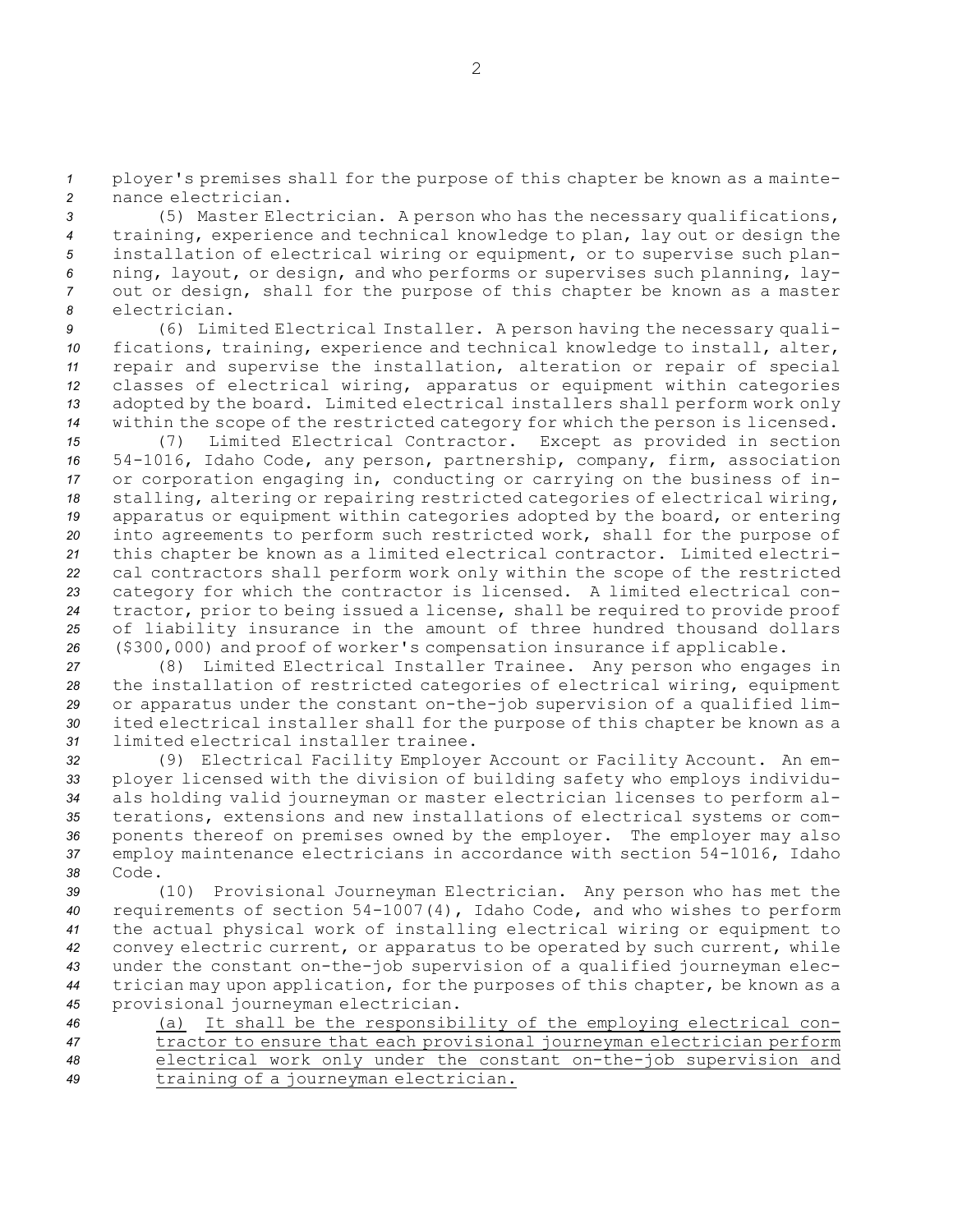ployer's premises shall for the purpose of this chapter be known as a maintenance electrician.

(5) Master Electrician. A person who has the necessary qualifications, training, experience and technical knowledge to plan, lay out or design the installation of electrical wiring or equipment, or to supervise such planning, layout, or design, and who performs or supervises such planning, layout or design, shall for the purpose of this chapter be known as a master electrician.

(6) Limited Electrical Installer. A person having the necessary qualifications, training, experience and technical knowledge to install, alter, repair and supervise the installation, alteration or repair of special classes of electrical wiring, apparatus or equipment within categories adopted by the board. Limited electrical installers shall perform work only within the scope of the restricted category for which the person is licensed.

(7) Limited Electrical Contractor. Except as provided in section 54-1016, Idaho Code, any person, partnership, company, firm, association or corporation engaging in, conducting or carrying on the business of installing, altering or repairing restricted categories of electrical wiring, apparatus or equipment within categories adopted by the board, or entering into agreements to perform such restricted work, shall for the purpose of this chapter be known as a limited electrical contractor. Limited electrical contractors shall perform work only within the scope of the restricted category for which the contractor is licensed. A limited electrical contractor, prior to being issued a license, shall be required to provide proof of liability insurance in the amount of three hundred thousand dollars ($300,000) and proof of worker's compensation insurance if applicable.

(8) Limited Electrical Installer Trainee. Any person who engages in the installation of restricted categories of electrical wiring, equipment or apparatus under the constant on-the-job supervision of a qualified limited electrical installer shall for the purpose of this chapter be known as a limited electrical installer trainee.

(9) Electrical Facility Employer Account or Facility Account. An employer licensed with the division of building safety who employs individuals holding valid journeyman or master electrician licenses to perform alterations, extensions and new installations of electrical systems or components thereof on premises owned by the employer. The employer may also employ maintenance electricians in accordance with section 54-1016, Idaho Code.

(10) Provisional Journeyman Electrician. Any person who has met the requirements of section 54-1007(4), Idaho Code, and who wishes to perform the actual physical work of installing electrical wiring or equipment to convey electric current, or apparatus to be operated by such current, while under the constant on-the-job supervision of a qualified journeyman electrician may upon application, for the purposes of this chapter, be known as a provisional journeyman electrician.

<u>(a) It shall be the responsibility of the employing electrical contractor to ensure that each provisional journeyman electrician perform electrical work only under the constant on-the-job supervision and training of a journeyman electrician.</u>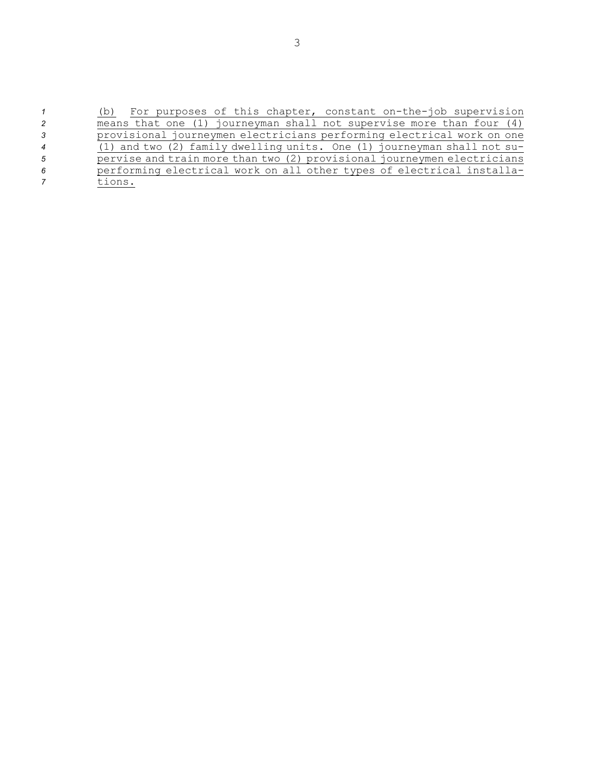(b) For purposes of this chapter, constant on-the-job supervision means that one (1) journeyman shall not supervise more than four (4) provisional journeymen electricians performing electrical work on one (1) and two (2) family dwelling units. One (1) journeyman shall not supervise and train more than two (2) provisional journeymen electricians performing electrical work on all other types of electrical installations.